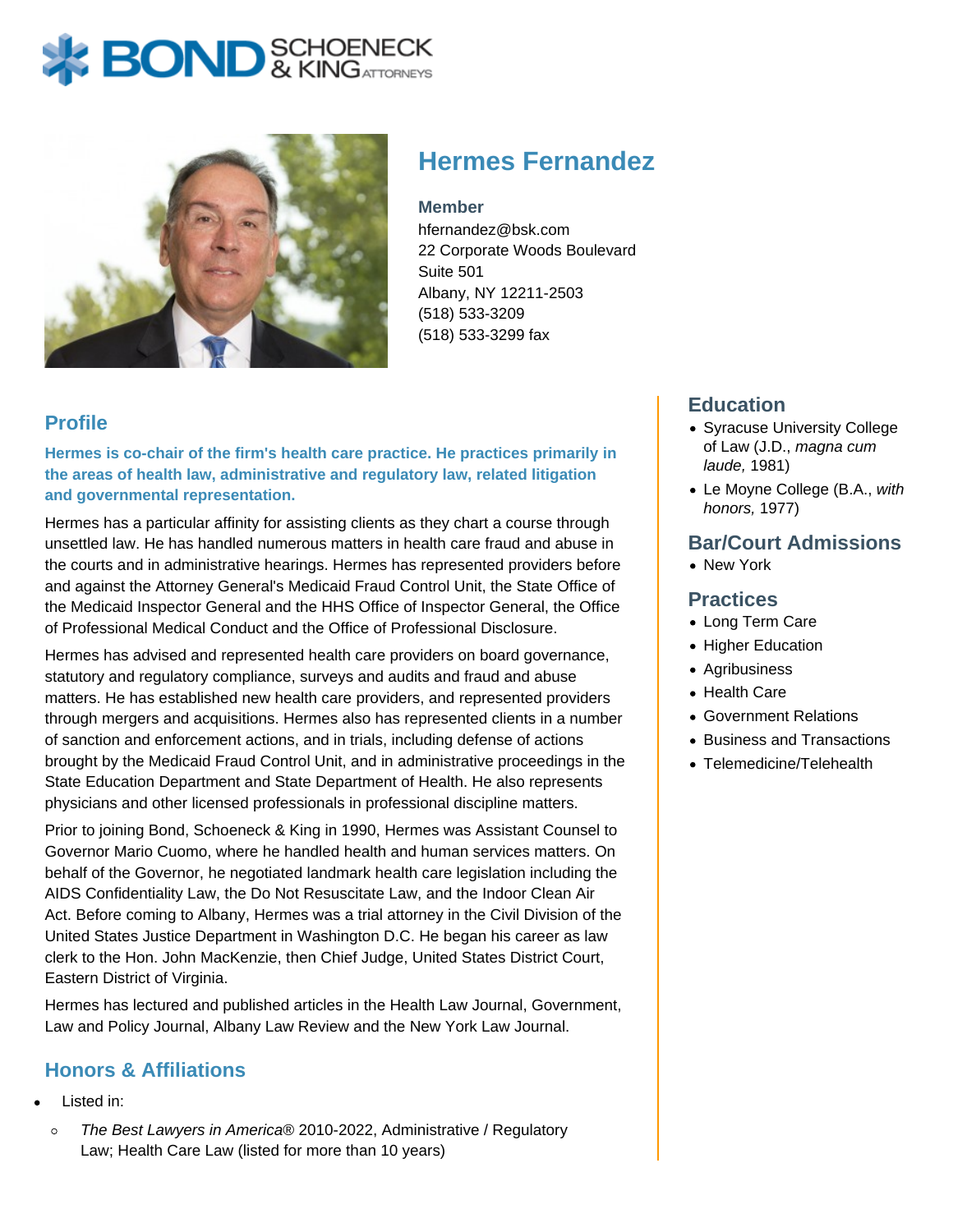BOND SCHOENECK & KING ATTORNEYS

# Hermes Fernandez

**Member**
hfernandez@bsk.com
22 Corporate Woods Boulevard
Suite 501
Albany, NY 12211-2503
(518) 533-3209
(518) 533-3299 fax

## Profile

**Hermes is co-chair of the firm's health care practice. He practices primarily in the areas of health law, administrative and regulatory law, related litigation and governmental representation.**

Hermes has a particular affinity for assisting clients as they chart a course through unsettled law. He has handled numerous matters in health care fraud and abuse in the courts and in administrative hearings. Hermes has represented providers before and against the Attorney General's Medicaid Fraud Control Unit, the State Office of the Medicaid Inspector General and the HHS Office of Inspector General, the Office of Professional Medical Conduct and the Office of Professional Disclosure.

Hermes has advised and represented health care providers on board governance, statutory and regulatory compliance, surveys and audits and fraud and abuse matters. He has established new health care providers, and represented providers through mergers and acquisitions. Hermes also has represented clients in a number of sanction and enforcement actions, and in trials, including defense of actions brought by the Medicaid Fraud Control Unit, and in administrative proceedings in the State Education Department and State Department of Health. He also represents physicians and other licensed professionals in professional discipline matters.

Prior to joining Bond, Schoeneck & King in 1990, Hermes was Assistant Counsel to Governor Mario Cuomo, where he handled health and human services matters. On behalf of the Governor, he negotiated landmark health care legislation including the AIDS Confidentiality Law, the Do Not Resuscitate Law, and the Indoor Clean Air Act. Before coming to Albany, Hermes was a trial attorney in the Civil Division of the United States Justice Department in Washington D.C. He began his career as law clerk to the Hon. John MacKenzie, then Chief Judge, United States District Court, Eastern District of Virginia.

Hermes has lectured and published articles in the Health Law Journal, Government, Law and Policy Journal, Albany Law Review and the New York Law Journal.

## Honors & Affiliations

- Listed in:
  - *The Best Lawyers in America®* 2010-2022, Administrative / Regulatory Law; Health Care Law (listed for more than 10 years)

## Education

- Syracuse University College of Law (J.D., *magna cum laude,* 1981)
- Le Moyne College (B.A., *with honors,* 1977)

## Bar/Court Admissions

- New York

## Practices

- Long Term Care
- Higher Education
- Agribusiness
- Health Care
- Government Relations
- Business and Transactions
- Telemedicine/Telehealth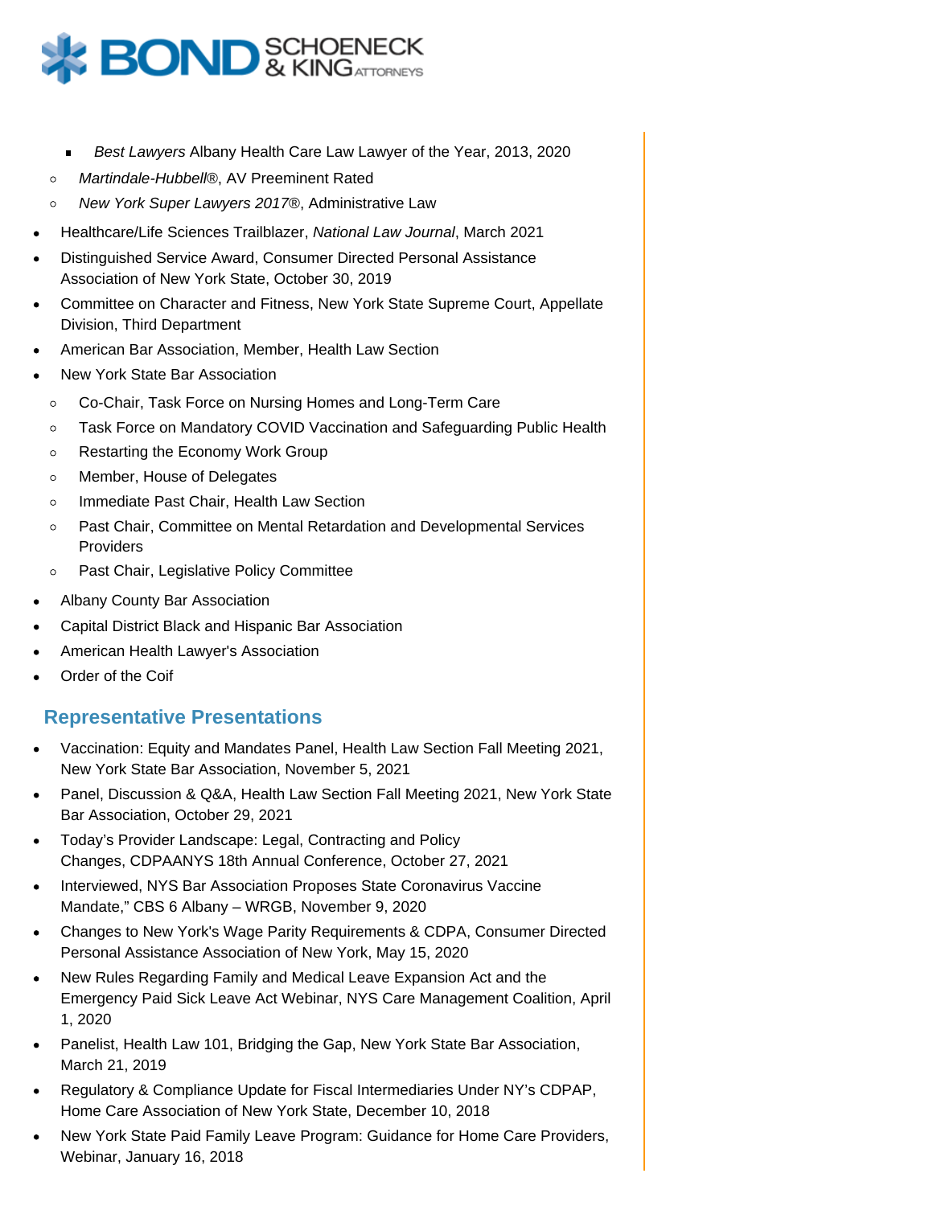- *Best Lawyers* Albany Health Care Law Lawyer of the Year, 2013, 2020
    - *Martindale-Hubbell®*, AV Preeminent Rated
    - *New York Super Lawyers 2017®*, Administrative Law
- Healthcare/Life Sciences Trailblazer, *National Law Journal*, March 2021
- Distinguished Service Award, Consumer Directed Personal Assistance Association of New York State, October 30, 2019
- Committee on Character and Fitness, New York State Supreme Court, Appellate Division, Third Department
- American Bar Association, Member, Health Law Section
- New York State Bar Association
    - Co-Chair, Task Force on Nursing Homes and Long-Term Care
    - Task Force on Mandatory COVID Vaccination and Safeguarding Public Health
    - Restarting the Economy Work Group
    - Member, House of Delegates
    - Immediate Past Chair, Health Law Section
    - Past Chair, Committee on Mental Retardation and Developmental Services Providers
    - Past Chair, Legislative Policy Committee
- Albany County Bar Association
- Capital District Black and Hispanic Bar Association
- American Health Lawyer's Association
- Order of the Coif

## Representative Presentations

- Vaccination: Equity and Mandates Panel, Health Law Section Fall Meeting 2021, New York State Bar Association, November 5, 2021
- Panel, Discussion & Q&A, Health Law Section Fall Meeting 2021, New York State Bar Association, October 29, 2021
- Today's Provider Landscape: Legal, Contracting and Policy Changes, CDPAANYS 18th Annual Conference, October 27, 2021
- Interviewed, NYS Bar Association Proposes State Coronavirus Vaccine Mandate," CBS 6 Albany – WRGB, November 9, 2020
- Changes to New York's Wage Parity Requirements & CDPA, Consumer Directed Personal Assistance Association of New York, May 15, 2020
- New Rules Regarding Family and Medical Leave Expansion Act and the Emergency Paid Sick Leave Act Webinar, NYS Care Management Coalition, April 1, 2020
- Panelist, Health Law 101, Bridging the Gap, New York State Bar Association, March 21, 2019
- Regulatory & Compliance Update for Fiscal Intermediaries Under NY's CDPAP, Home Care Association of New York State, December 10, 2018
- New York State Paid Family Leave Program: Guidance for Home Care Providers, Webinar, January 16, 2018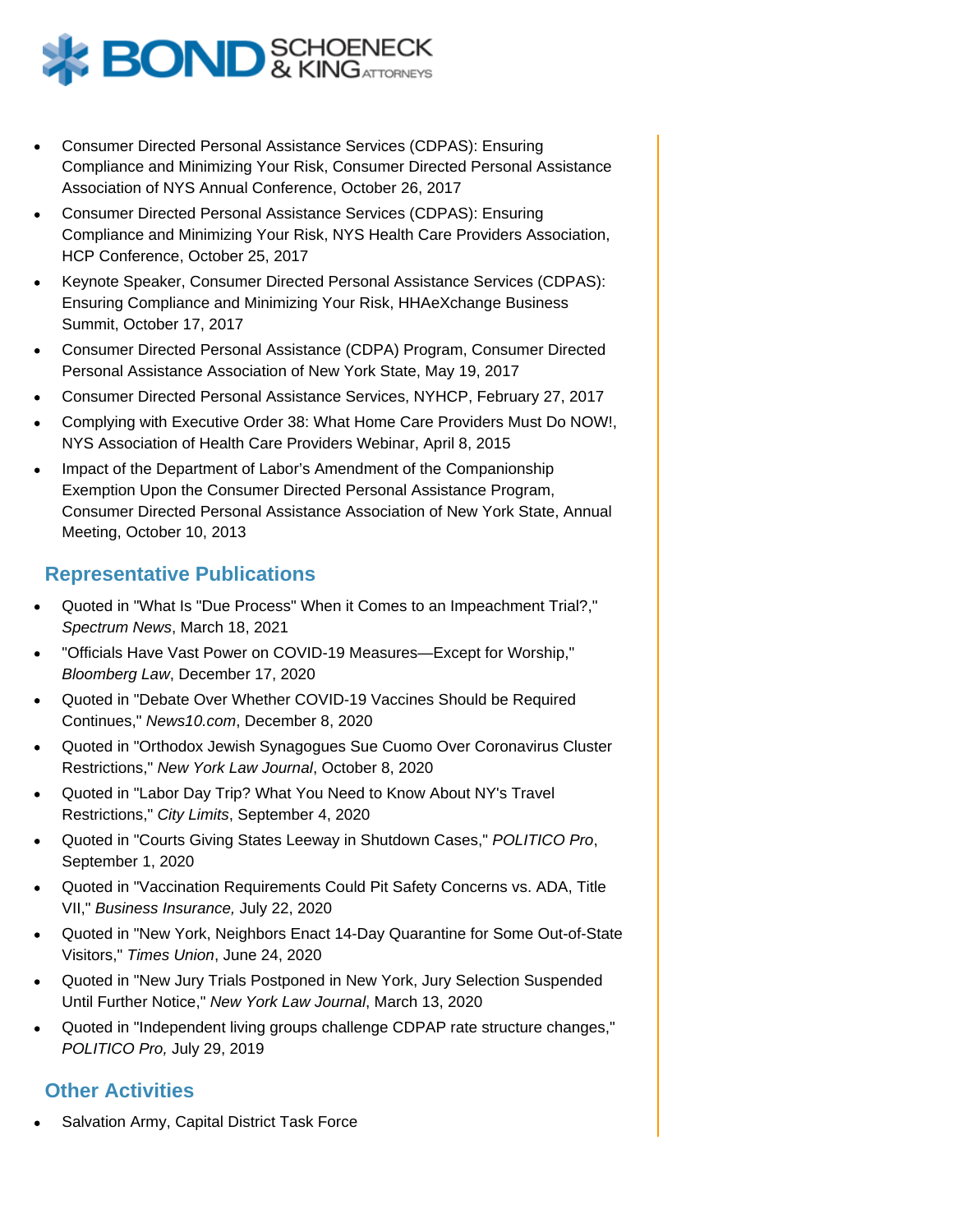- Consumer Directed Personal Assistance Services (CDPAS): Ensuring Compliance and Minimizing Your Risk, Consumer Directed Personal Assistance Association of NYS Annual Conference, October 26, 2017
- Consumer Directed Personal Assistance Services (CDPAS): Ensuring Compliance and Minimizing Your Risk, NYS Health Care Providers Association, HCP Conference, October 25, 2017
- Keynote Speaker, Consumer Directed Personal Assistance Services (CDPAS): Ensuring Compliance and Minimizing Your Risk, HHAeXchange Business Summit, October 17, 2017
- Consumer Directed Personal Assistance (CDPA) Program, Consumer Directed Personal Assistance Association of New York State, May 19, 2017
- Consumer Directed Personal Assistance Services, NYHCP, February 27, 2017
- Complying with Executive Order 38: What Home Care Providers Must Do NOW!, NYS Association of Health Care Providers Webinar, April 8, 2015
- Impact of the Department of Labor's Amendment of the Companionship Exemption Upon the Consumer Directed Personal Assistance Program, Consumer Directed Personal Assistance Association of New York State, Annual Meeting, October 10, 2013

## Representative Publications

- Quoted in "What Is "Due Process" When it Comes to an Impeachment Trial?," *Spectrum News*, March 18, 2021
- "Officials Have Vast Power on COVID-19 Measures—Except for Worship," *Bloomberg Law*, December 17, 2020
- Quoted in "Debate Over Whether COVID-19 Vaccines Should be Required Continues," *News10.com*, December 8, 2020
- Quoted in "Orthodox Jewish Synagogues Sue Cuomo Over Coronavirus Cluster Restrictions," *New York Law Journal*, October 8, 2020
- Quoted in "Labor Day Trip? What You Need to Know About NY's Travel Restrictions," *City Limits*, September 4, 2020
- Quoted in "Courts Giving States Leeway in Shutdown Cases," *POLITICO Pro*, September 1, 2020
- Quoted in "Vaccination Requirements Could Pit Safety Concerns vs. ADA, Title VII," *Business Insurance,* July 22, 2020
- Quoted in "New York, Neighbors Enact 14-Day Quarantine for Some Out-of-State Visitors," *Times Union*, June 24, 2020
- Quoted in "New Jury Trials Postponed in New York, Jury Selection Suspended Until Further Notice," *New York Law Journal*, March 13, 2020
- Quoted in "Independent living groups challenge CDPAP rate structure changes," *POLITICO Pro,* July 29, 2019

## Other Activities

- Salvation Army, Capital District Task Force